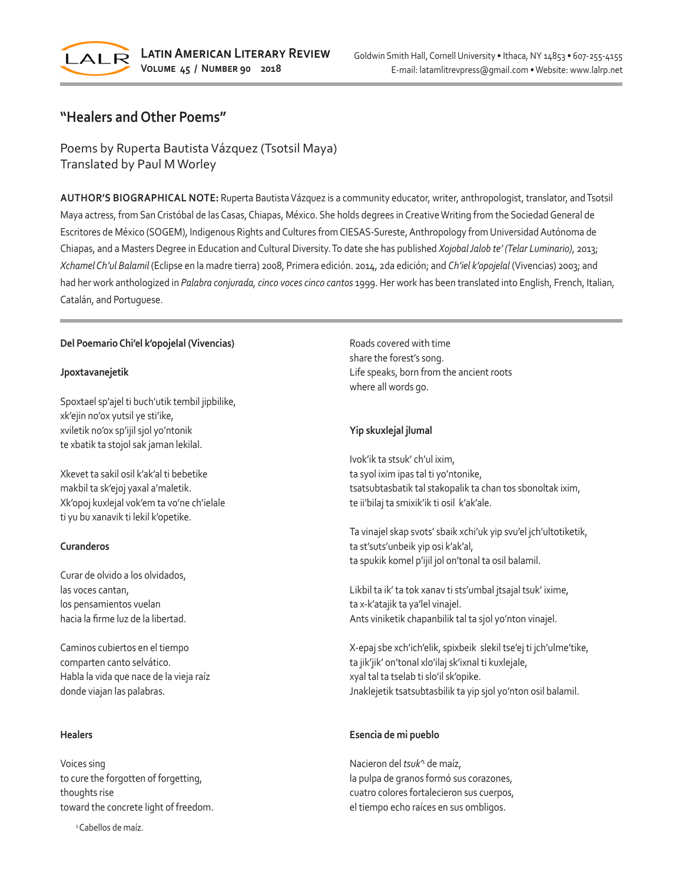# "Healers and Other Poems"

Poems by Ruperta Bautista Vázquez (Tsotsil Maya)
Translated by Paul M Worley

**AUTHOR'S BIOGRAPHICAL NOTE:** Ruperta Bautista Vázquez is a community educator, writer, anthropologist, translator, and Tsotsil Maya actress, from San Cristóbal de las Casas, Chiapas, México. She holds degrees in Creative Writing from the Sociedad General de Escritores de México (SOGEM), Indigenous Rights and Cultures from CIESAS-Sureste, Anthropology from Universidad Autónoma de Chiapas, and a Masters Degree in Education and Cultural Diversity. To date she has published *Xojobal Jalob te' (Telar Luminario)*, 2013; *Xchamel Ch'ul Balamil* (Eclipse en la madre tierra) 2008, Primera edición. 2014, 2da edición; and *Ch'iel k'opojelal* (Vivencias) 2003; and had her work anthologized in *Palabra conjurada, cinco voces cinco cantos* 1999. Her work has been translated into English, French, Italian, Catalán, and Portuguese.

**Del Poemario Chi'el k'opojelal (Vivencias)**

**Jpoxtavanejetik**

Spoxtael sp'ajel ti buch'utik tembil jipbilike,
xk'ejin no'ox yutsil ye sti'ike,
xviletik no'ox sp'ijil sjol yo'ntonik
te xbatik ta stojol sak jaman lekilal.

Xkevet ta sakil osil k'ak'al ti bebetike
makbil ta sk'ejoj yaxal a'maletik.
Xk'opoj kuxlejal vok'em ta vo'ne ch'ielale
ti yu bu xanavik ti lekil k'opetike.

**Curanderos**

Curar de olvido a los olvidados,
las voces cantan,
los pensamientos vuelan
hacia la firme luz de la libertad.

Caminos cubiertos en el tiempo
comparten canto selvático.
Habla la vida que nace de la vieja raíz
donde viajan las palabras.

**Healers**

Voices sing
to cure the forgotten of forgetting,
thoughts rise
toward the concrete light of freedom.

Roads covered with time
share the forest's song.
Life speaks, born from the ancient roots
where all words go.

**Yip skuxlejal jlumal**

Ivok'ik ta stsuk' ch'ul ixim,
ta syol ixim ipas tal ti yo'ntonike,
tsatsubtasbatik tal stakopalik ta chan tos sbonoltak ixim,
te ii'bilaj ta smixik'ik ti osil k'ak'ale.

Ta vinajel skap svots' sbaik xchi'uk yip svu'el jch'ultotiketik,
ta st'suts'unbeik yip osi k'ak'al,
ta spukik komel p'ijil jol on'tonal ta osil balamil.

Likbil ta ik' ta tok xanav ti sts'umbal jtsajal tsuk' ixime,
ta x-k'atajik ta ya'lel vinajel.
Ants viniketik chapanbilik tal ta sjol yo'nton vinajel.

X-epaj sbe xch'ich'elik, spixbeik slekil tse'ej ti jch'ulme'tike,
ta jik'jik' on'tonal xlo'ilaj sk'ixnal ti kuxlejale,
xyal tal ta tselab ti slo'il sk'opike.
Jnaklejetik tsatsubtasbilik ta yip sjol yo'nton osil balamil.

**Esencia de mi pueblo**

Nacieron del *tsuk'*[1] de maíz,
la pulpa de granos formó sus corazones,
cuatro colores fortalecieron sus cuerpos,
el tiempo echo raíces en sus ombligos.

[1] Cabellos de maíz.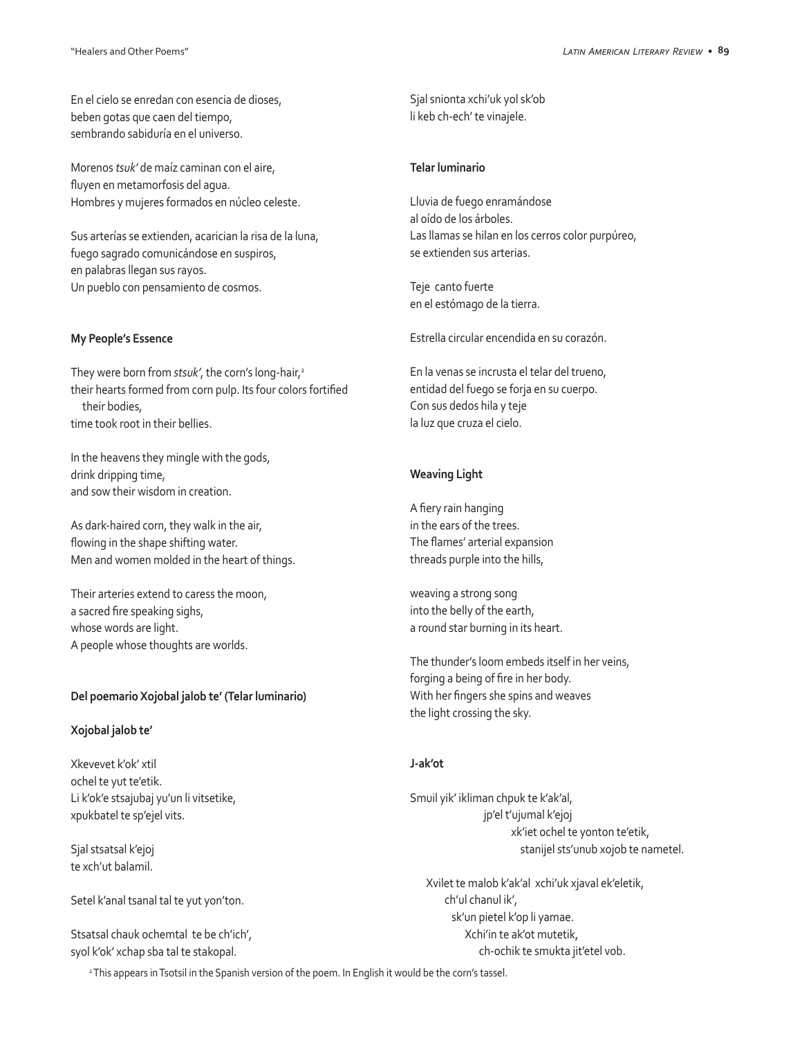En el cielo se enredan con esencia de dioses,
beben gotas que caen del tiempo,
sembrando sabiduría en el universo.

Morenos *tsuk'* de maíz caminan con el aire,
fluyen en metamorfosis del agua.
Hombres y mujeres formados en núcleo celeste.

Sus arterías se extienden, acarician la risa de la luna,
fuego sagrado comunicándose en suspiros,
en palabras llegan sus rayos.
Un pueblo con pensamiento de cosmos.

**My People's Essence**

They were born from *stsuk'*, the corn's long-hair,[2]
their hearts formed from corn pulp. Its four colors fortified
their bodies,
time took root in their bellies.

In the heavens they mingle with the gods,
drink dripping time,
and sow their wisdom in creation.

As dark-haired corn, they walk in the air,
flowing in the shape shifting water.
Men and women molded in the heart of things.

Their arteries extend to caress the moon,
a sacred fire speaking sighs,
whose words are light.
A people whose thoughts are worlds.

**Del poemario Xojobal jalob te' (Telar luminario)**

**Xojobal jalob te'**

Xkevevet k'ok' xtil
ochel te yut te'etik.
Li k'ok'e stsajubaj yu'un li vitsetike,
xpukbatel te sp'ejel vits.

Sjal stsatsal k'ejoj
te xch'ut balamil.

Setel k'anal tsanal tal te yut yon'ton.

Stsatsal chauk ochemtal te be ch'ich',
syol k'ok' xchap sba tal te stakopal.

Sjal snionta xchi'uk yol sk'ob
li keb ch-ech' te vinajele.

**Telar luminario**

Lluvia de fuego enramándose
al oído de los árboles.
Las llamas se hilan en los cerros color purpúreo,
se extienden sus arterias.

Teje canto fuerte
en el estómago de la tierra.

Estrella circular encendida en su corazón.

En la venas se incrusta el telar del trueno,
entidad del fuego se forja en su cuerpo.
Con sus dedos hila y teje
la luz que cruza el cielo.

**Weaving Light**

A fiery rain hanging
in the ears of the trees.
The flames' arterial expansion
threads purple into the hills,

weaving a strong song
into the belly of the earth,
a round star burning in its heart.

The thunder's loom embeds itself in her veins,
forging a being of fire in her body.
With her fingers she spins and weaves
the light crossing the sky.

**J-ak'ot**

Smuil yik' ikliman chpuk te k'ak'al,
jp'el t'ujumal k'ejoj
xk'iet ochel te yonton te'etik,
stanijel sts'unub xojob te nametel.

Xvilet te malob k'ak'al xchi'uk xjaval ek'eletik,
ch'ul chanul ik',
sk'un pietel k'op li yamae.
Xchi'in te ak'ot mutetik,
ch-ochik te smukta jit'etel vob.

[2] This appears in Tsotsil in the Spanish version of the poem. In English it would be the corn's tassel.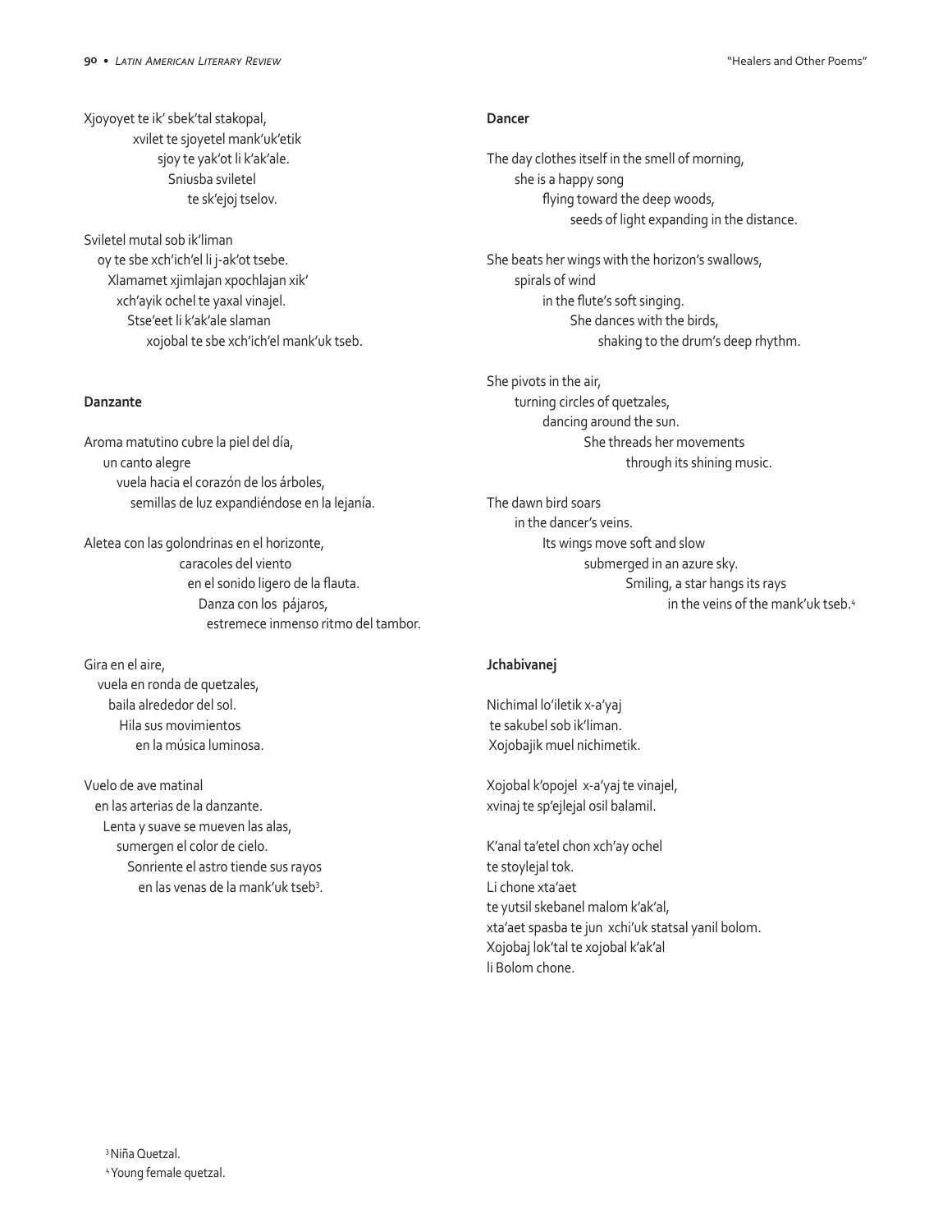Xjoyoyet te ik' sbek'tal stakopal,
xvilet te sjoyetel mank'uk'etik
sjoy te yak'ot li k'ak'ale.
Sniusba sviletel
te sk'ejoj tselov.

Sviletel mutal sob ik'liman
oy te sbe xch'ich'el li j-ak'ot tsebe.
Xlamamet xjimlajan xpochlajan xik'
xch'ayik ochel te yaxal vinajel.
Stse'eet li k'ak'ale slaman
xojobal te sbe xch'ich'el mank'uk tseb.

**Danzante**

Aroma matutino cubre la piel del día,
un canto alegre
vuela hacia el corazón de los árboles,
semillas de luz expandiéndose en la lejanía.

Aletea con las golondrinas en el horizonte,
caracoles del viento
en el sonido ligero de la flauta.
Danza con los pájaros,
estremece inmenso ritmo del tambor.

Gira en el aire,
vuela en ronda de quetzales,
baila alrededor del sol.
Hila sus movimientos
en la música luminosa.

Vuelo de ave matinal
en las arterias de la danzante.
Lenta y suave se mueven las alas,
sumergen el color de cielo.
Sonriente el astro tiende sus rayos
en las venas de la mank'uk tseb[3].

**Dancer**

The day clothes itself in the smell of morning,
she is a happy song
flying toward the deep woods,
seeds of light expanding in the distance.

She beats her wings with the horizon's swallows,
spirals of wind
in the flute's soft singing.
She dances with the birds,
shaking to the drum's deep rhythm.

She pivots in the air,
turning circles of quetzales,
dancing around the sun.
She threads her movements
through its shining music.

The dawn bird soars
in the dancer's veins.
Its wings move soft and slow
submerged in an azure sky.
Smiling, a star hangs its rays
in the veins of the mank'uk tseb.[4]

**Jchabivanej**

Nichimal lo'iletik x-a'yaj
te sakubel sob ik'liman.
Xojobajik muel nichimetik.

Xojobal k'opojel x-a'yaj te vinajel,
xvinaj te sp'ejlejal osil balamil.

K'anal ta'etel chon xch'ay ochel
te stoylejal tok.
Li chone xta'aet
te yutsil skebanel malom k'ak'al,
xta'aet spasba te jun xchi'uk statsal yanil bolom.
Xojobaj lok'tal te xojobal k'ak'al
li Bolom chone.

[3] Niña Quetzal.

[4] Young female quetzal.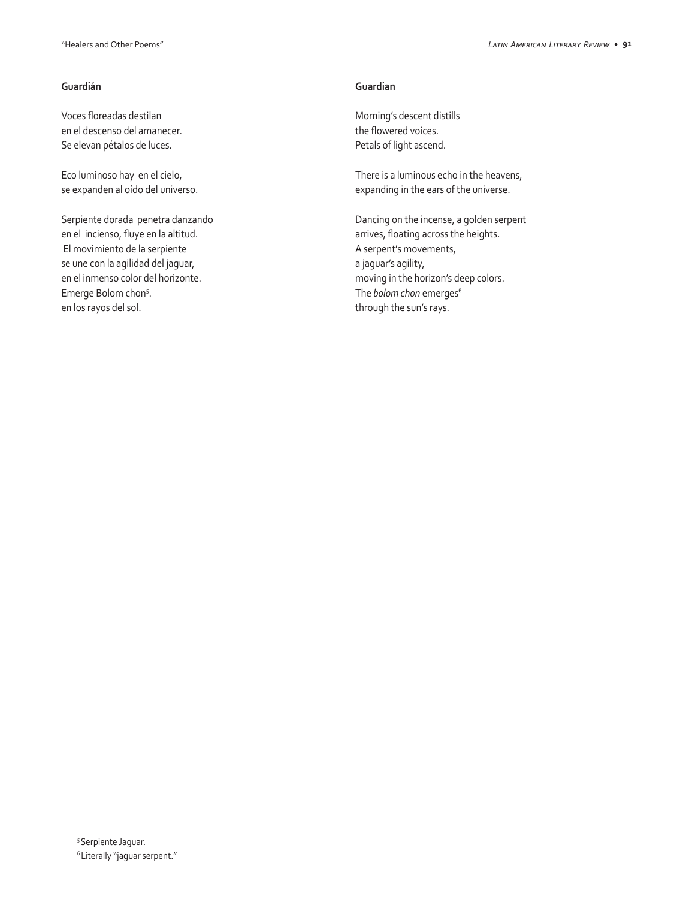**Guardián**

Voces floreadas destilan
en el descenso del amanecer.
Se elevan pétalos de luces.

Eco luminoso hay en el cielo,
se expanden al oído del universo.

Serpiente dorada penetra danzando
en el incienso, fluye en la altitud.
El movimiento de la serpiente
se une con la agilidad del jaguar,
en el inmenso color del horizonte.
Emerge Bolom chon[5].
en los rayos del sol.

**Guardian**

Morning's descent distills
the flowered voices.
Petals of light ascend.

There is a luminous echo in the heavens,
expanding in the ears of the universe.

Dancing on the incense, a golden serpent
arrives, floating across the heights.
A serpent's movements,
a jaguar's agility,
moving in the horizon's deep colors.
The *bolom chon* emerges[6]
through the sun's rays.

[5] Serpiente Jaguar.
[6] Literally "jaguar serpent."